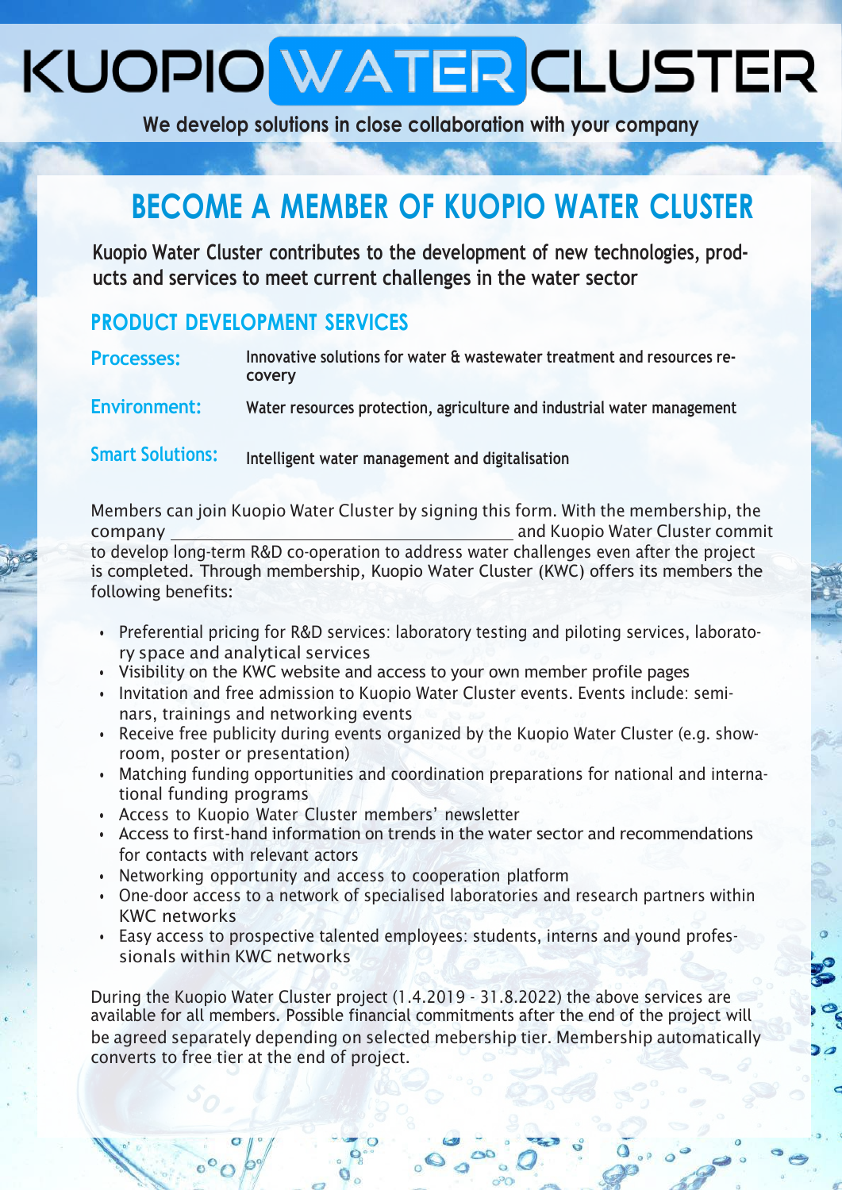# KUOPIO WATER CLUSTER

**We develop solutions in close collaboration with your company**

## BECOME A MEMBER OF KUOPIO WATER CLUSTER

**Kuopio Water Cluster contributes to the development of new technologies, products and services to meet current challenges in the water sector**

### PRODUCT DEVELOPMENT SERVICES

**Processes:** Innovative solutions for water & wastewater treatment and resources recovery

**Environment:** Water resources protection, agriculture and industrial water management

**Smart Solutions:** Intelligent water management and digitalisation

Members can join Kuopio Water Cluster by signing this form. With the membership, the company \_\_\_\_\_\_\_\_\_\_\_\_\_\_\_\_\_\_\_\_\_\_\_\_\_\_\_\_\_\_\_\_\_\_ and Kuopio Water Cluster commit to develop long-term R&D co-operation to address water challenges even after the project is completed. Through membership, Kuopio Water Cluster (KWC) offers its members the following benefits:

- Preferential pricing for R&D services: laboratory testing and piloting services, laboratory space and analytical services
- Visibility on the KWC website and access to your own member profile pages
- Invitation and free admission to Kuopio Water Cluster events. Events include: seminars, trainings and networking events
- Receive free publicity during events organized by the Kuopio Water Cluster (e.g. showroom, poster or presentation)
- Matching funding opportunities and coordination preparations for national and international funding programs
- Access to Kuopio Water Cluster members' newsletter
- Access to first-hand information on trends in the water sector and recommendations for contacts with relevant actors
- Networking opportunity and access to cooperation platform
- One-door access to a network of specialised laboratories and research partners within KWC networks
- Easy access to prospective talented employees: students, interns and yound professionals within KWC networks

During the Kuopio Water Cluster project (1.4.2019 - 31.8.2022) the above services are available for all members. Possible financial commitments after the end of the project will be agreed separately depending on selected mebership tier. Membership automatically converts to free tier at the end of project.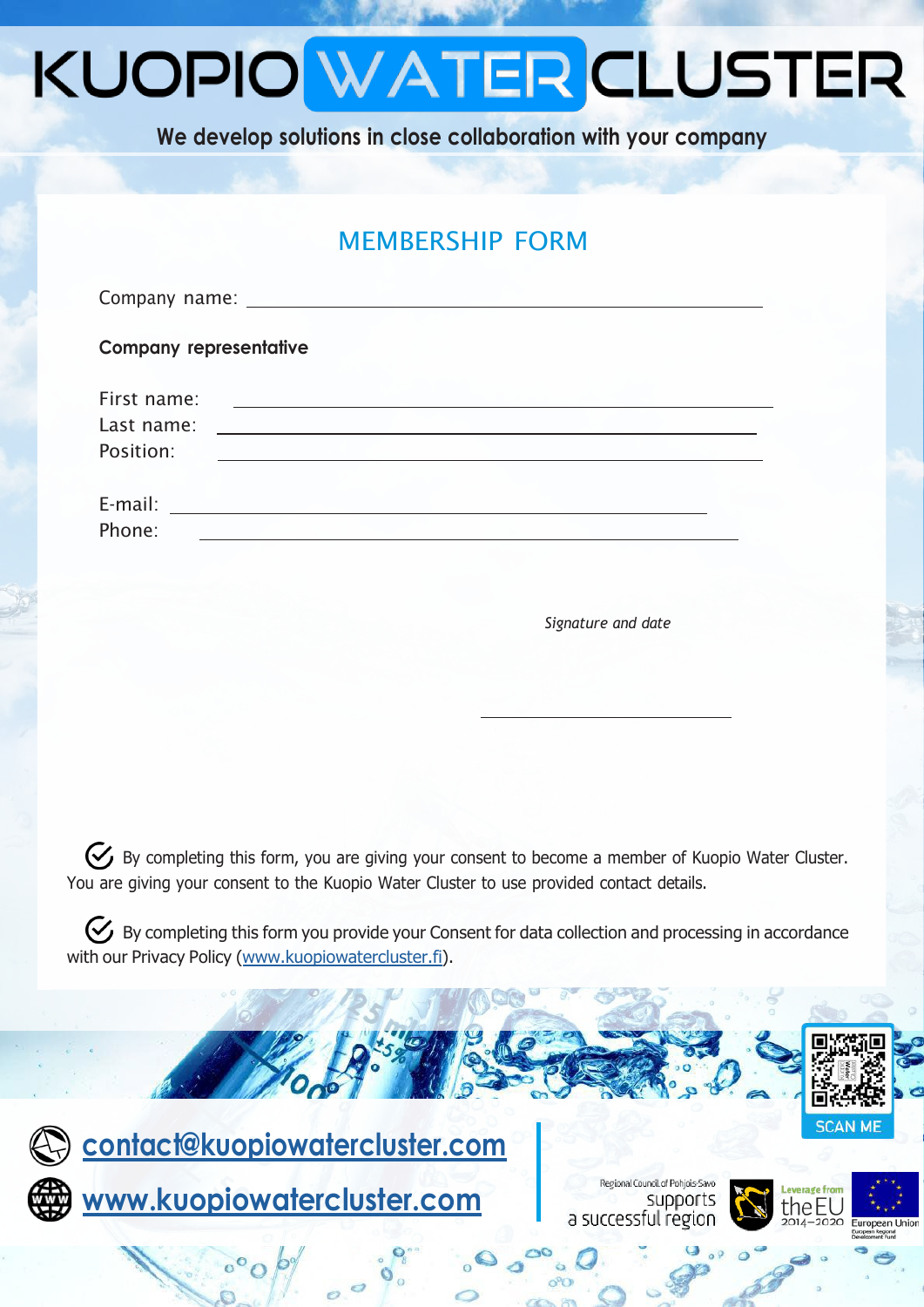# KUOPIO WATER CLUSTER

We develop solutions in close collaboration with your company

## MEMBERSHIP FORM

Company name: ________________________________

**Company representative**

First name: ________________________________
Last name: ________________________________
Position: ________________________________

E-mail: ________________________________
Phone: ________________________________

*Signature and date*

________________________________

By completing this form, you are giving your consent to become a member of Kuopio Water Cluster. You are giving your consent to the Kuopio Water Cluster to use provided contact details.

By completing this form you provide your Consent for data collection and processing in accordance with our Privacy Policy (www.kuopiowatercluster.fi).

SCAN ME

contact@kuopiowatercluster.com

www.kuopiowatercluster.com

Regional Council of Pohjois-Savo supports a successful region

Leverage from the EU 2014–2020

European Union European Regional Development Fund